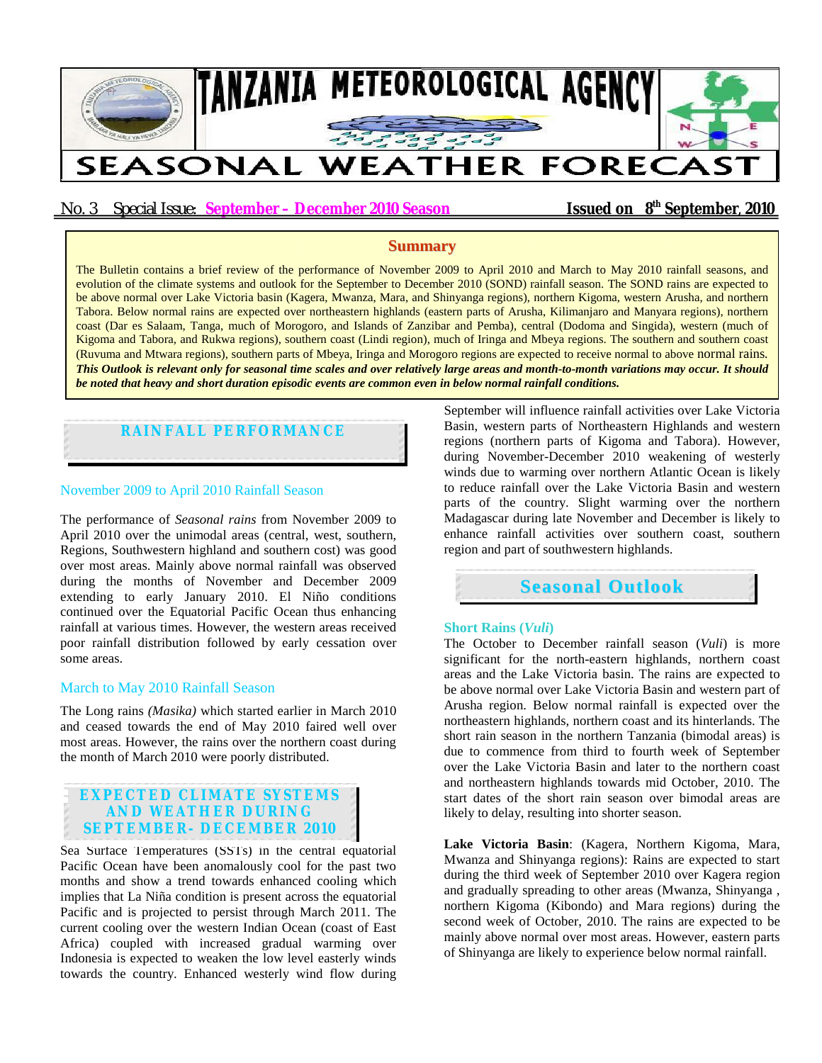# TANZANIA METEOROLOGICAL AGENCY

# SEASONAL WEATHER FORECAST

No. 3 Special Issue: **September – December 2010 Season** **Issued on 8th September, 2010**

## Summary

The Bulletin contains a brief review of the performance of November 2009 to April 2010 and March to May 2010 rainfall seasons, and evolution of the climate systems and outlook for the September to December 2010 (SOND) rainfall season. The SOND rains are expected to be above normal over Lake Victoria basin (Kagera, Mwanza, Mara, and Shinyanga regions), northern Kigoma, western Arusha, and northern Tabora. Below normal rains are expected over northeastern highlands (eastern parts of Arusha, Kilimanjaro and Manyara regions), northern coast (Dar es Salaam, Tanga, much of Morogoro, and Islands of Zanzibar and Pemba), central (Dodoma and Singida), western (much of Kigoma and Tabora, and Rukwa regions), southern coast (Lindi region), much of Iringa and Mbeya regions. The southern and southern coast (Ruvuma and Mtwara regions), southern parts of Mbeya, Iringa and Morogoro regions are expected to receive normal to above normal rains. ***This Outlook is relevant only for seasonal time scales and over relatively large areas and month-to-month variations may occur. It should be noted that heavy and short duration episodic events are common even in below normal rainfall conditions.***

## RAINFALL PERFORMANCE

### November 2009 to April 2010 Rainfall Season

The performance of *Seasonal rains* from November 2009 to April 2010 over the unimodal areas (central, west, southern, Regions, Southwestern highland and southern cost) was good over most areas. Mainly above normal rainfall was observed during the months of November and December 2009 extending to early January 2010. El Niño conditions continued over the Equatorial Pacific Ocean thus enhancing rainfall at various times. However, the western areas received poor rainfall distribution followed by early cessation over some areas.

### March to May 2010 Rainfall Season

The Long rains *(Masika)* which started earlier in March 2010 and ceased towards the end of May 2010 faired well over most areas. However, the rains over the northern coast during the month of March 2010 were poorly distributed.

## EXPECTED CLIMATE SYSTEMS AND WEATHER DURING SEPTEMBER- DECEMBER 2010

Sea Surface Temperatures (SSTs) in the central equatorial Pacific Ocean have been anomalously cool for the past two months and show a trend towards enhanced cooling which implies that La Niña condition is present across the equatorial Pacific and is projected to persist through March 2011. The current cooling over the western Indian Ocean (coast of East Africa) coupled with increased gradual warming over Indonesia is expected to weaken the low level easterly winds towards the country. Enhanced westerly wind flow during September will influence rainfall activities over Lake Victoria Basin, western parts of Northeastern Highlands and western regions (northern parts of Kigoma and Tabora). However, during November-December 2010 weakening of westerly winds due to warming over northern Atlantic Ocean is likely to reduce rainfall over the Lake Victoria Basin and western parts of the country. Slight warming over the northern Madagascar during late November and December is likely to enhance rainfall activities over southern coast, southern region and part of southwestern highlands.

## Seasonal Outlook

### Short Rains (*Vuli*)

The October to December rainfall season (*Vuli*) is more significant for the north-eastern highlands, northern coast areas and the Lake Victoria basin. The rains are expected to be above normal over Lake Victoria Basin and western part of Arusha region. Below normal rainfall is expected over the northeastern highlands, northern coast and its hinterlands. The short rain season in the northern Tanzania (bimodal areas) is due to commence from third to fourth week of September over the Lake Victoria Basin and later to the northern coast and northeastern highlands towards mid October, 2010. The start dates of the short rain season over bimodal areas are likely to delay, resulting into shorter season.

**Lake Victoria Basin**: (Kagera, Northern Kigoma, Mara, Mwanza and Shinyanga regions): Rains are expected to start during the third week of September 2010 over Kagera region and gradually spreading to other areas (Mwanza, Shinyanga , northern Kigoma (Kibondo) and Mara regions) during the second week of October, 2010. The rains are expected to be mainly above normal over most areas. However, eastern parts of Shinyanga are likely to experience below normal rainfall.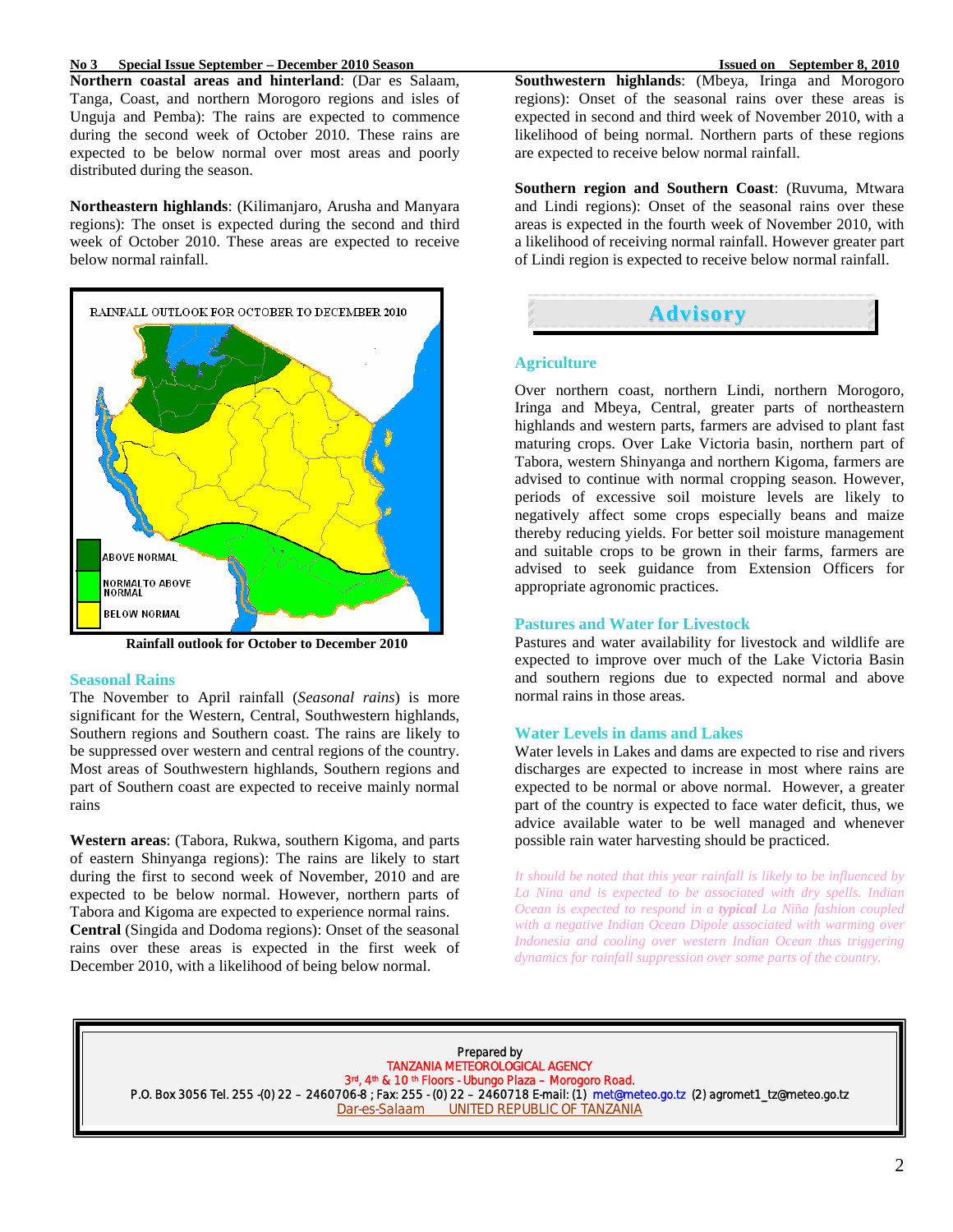**Northern coastal areas and hinterland**: (Dar es Salaam, Tanga, Coast, and northern Morogoro regions and isles of Unguja and Pemba): The rains are expected to commence during the second week of October 2010. These rains are expected to be below normal over most areas and poorly distributed during the season.

**Northeastern highlands**: (Kilimanjaro, Arusha and Manyara regions): The onset is expected during the second and third week of October 2010. These areas are expected to receive below normal rainfall.

RAINFALL OUTLOOK FOR OCTOBER TO DECEMBER 2010

ABOVE NORMAL

NORMAL TO ABOVE NORMAL

BELOW NORMAL

**Rainfall outlook for October to December 2010**

## Seasonal Rains

The November to April rainfall (*Seasonal rains*) is more significant for the Western, Central, Southwestern highlands, Southern regions and Southern coast. The rains are likely to be suppressed over western and central regions of the country. Most areas of Southwestern highlands, Southern regions and part of Southern coast are expected to receive mainly normal rains

**Western areas**: (Tabora, Rukwa, southern Kigoma, and parts of eastern Shinyanga regions): The rains are likely to start during the first to second week of November, 2010 and are expected to be below normal. However, northern parts of Tabora and Kigoma are expected to experience normal rains.

**Central** (Singida and Dodoma regions): Onset of the seasonal rains over these areas is expected in the first week of December 2010, with a likelihood of being below normal.

**Southwestern highlands**: (Mbeya, Iringa and Morogoro regions): Onset of the seasonal rains over these areas is expected in second and third week of November 2010, with a likelihood of being normal. Northern parts of these regions are expected to receive below normal rainfall.

**Southern region and Southern Coast**: (Ruvuma, Mtwara and Lindi regions): Onset of the seasonal rains over these areas is expected in the fourth week of November 2010, with a likelihood of receiving normal rainfall. However greater part of Lindi region is expected to receive below normal rainfall.

# Advisory

## Agriculture

Over northern coast, northern Lindi, northern Morogoro, Iringa and Mbeya, Central, greater parts of northeastern highlands and western parts, farmers are advised to plant fast maturing crops. Over Lake Victoria basin, northern part of Tabora, western Shinyanga and northern Kigoma, farmers are advised to continue with normal cropping season. However, periods of excessive soil moisture levels are likely to negatively affect some crops especially beans and maize thereby reducing yields. For better soil moisture management and suitable crops to be grown in their farms, farmers are advised to seek guidance from Extension Officers for appropriate agronomic practices.

## Pastures and Water for Livestock

Pastures and water availability for livestock and wildlife are expected to improve over much of the Lake Victoria Basin and southern regions due to expected normal and above normal rains in those areas.

## Water Levels in dams and Lakes

Water levels in Lakes and dams are expected to rise and rivers discharges are expected to increase in most where rains are expected to be normal or above normal. However, a greater part of the country is expected to face water deficit, thus, we advice available water to be well managed and whenever possible rain water harvesting should be practiced.

*It should be noted that this year rainfall is likely to be influenced by La Nina and is expected to be associated with dry spells. Indian Ocean is expected to respond in a* ***typical*** *La Niña fashion coupled with a negative Indian Ocean Dipole associated with warming over Indonesia and cooling over western Indian Ocean thus triggering dynamics for rainfall suppression over some parts of the country.*

Prepared by
TANZANIA METEOROLOGICAL AGENCY
3rd, 4th & 10th Floors - Ubungo Plaza – Morogoro Road.
P.O. Box 3056 Tel. 255 -(0) 22 – 2460706-8 ; Fax: 255 - (0) 22 – 2460718 E-mail: (1) met@meteo.go.tz (2) agromet1_tz@meteo.go.tz
Dar-es-Salaam UNITED REPUBLIC OF TANZANIA